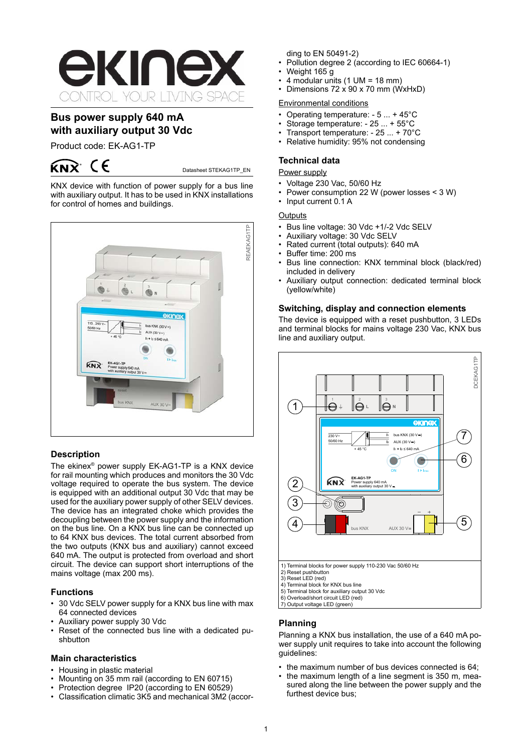# Bus power supply 640 mA with auxiliary output 30 Vdc

Product code: EK-AG1-TP

Datasheet STEKAG1TP_EN

KNX device with function of power supply for a bus line with auxiliary output. It has to be used in KNX installations for control of homes and buildings.

## Description

The ekinex® power supply EK-AG1-TP is a KNX device for rail mounting which produces and monitors the 30 Vdc voltage required to operate the bus system. The device is equipped with an additional output 30 Vdc which can be used for the auxiliary power supply of other SELV devices. The device has an integrated choke which provides the decoupling between the power supply and the information on the bus line. On a KNX bus line can be connected up to 64 KNX bus devices. The total current absorbed from the two outputs (KNX bus and auxiliary) cannot exceed 640 mA. The output is protected from overload and short circuit. The device can support short interruptions of the mains voltage (max 200 ms).

## Functions

- 30 Vdc SELV power supply for a KNX bus line with max 64 connected devices
- Auxiliary power supply 30 Vdc
- Reset of the connected bus line with a dedicated pushbutton

## Main characteristics

- Housing in plastic material
- Mounting on 35 mm rail (according to EN 60715)
- Protection degree IP20 (according to EN 60529)
- Classification climatic 3K5 and mechanical 3M2 (according to EN 50491-2)
- Pollution degree 2 (according to IEC 60664-1)
- Weight 165 g
- 4 modular units (1 UM = 18 mm)
- Dimensions 72 x 90 x 70 mm (WxHxD)

Environmental conditions

- Operating temperature: - 5 ... + 45°C
- Storage temperature: - 25 ... + 55°C
- Transport temperature: - 25 ... + 70°C
- Relative humidity: 95% not condensing

## Technical data

Power supply

- Voltage 230 Vac, 50/60 Hz
- Power consumption 22 W (power losses < 3 W)
- Input current 0.1 A

Outputs

- Bus line voltage: 30 Vdc +1/-2 Vdc SELV
- Auxiliary voltage: 30 Vdc SELV
- Rated current (total outputs): 640 mA
- Buffer time: 200 ms
- Bus line connection: KNX ternminal block (black/red) included in delivery
- Auxiliary output connection: dedicated terminal block (yellow/white)

## Switching, display and connection elements

The device is equipped with a reset pushbutton, 3 LEDs and terminal blocks for mains voltage 230 Vac, KNX bus line and auxiliary output.

1) Terminal blocks for power supply 110-230 Vac 50/60 Hz
2) Reset pushbutton
3) Reset LED (red)
4) Terminal block for KNX bus line
5) Terminal block for auxiliary output 30 Vdc
6) Overload/short circuit LED (red)
7) Output voltage LED (green)

## Planning

Planning a KNX bus installation, the use of a 640 mA power supply unit requires to take into account the following guidelines:

- the maximum number of bus devices connected is 64;
- the maximum length of a line segment is 350 m, measured along the line between the power supply and the furthest device bus;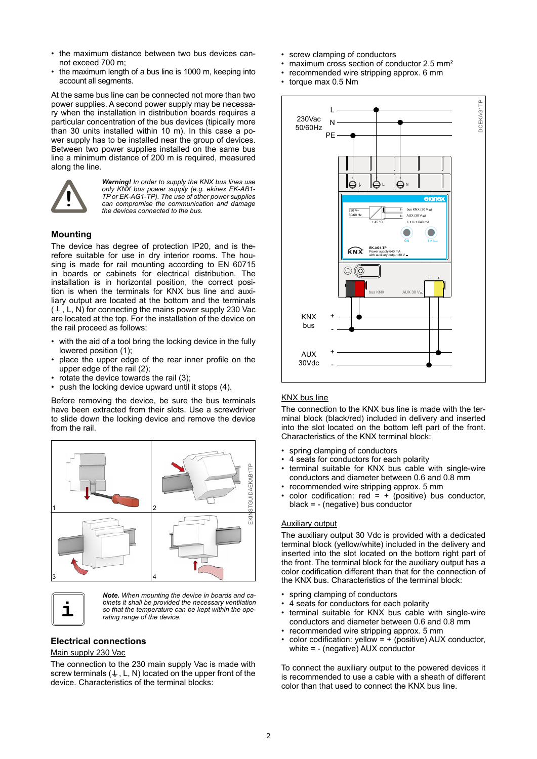- the maximum distance between two bus devices cannot exceed 700 m;
- the maximum length of a bus line is 1000 m, keeping into account all segments.

At the same bus line can be connected not more than two power supplies. A second power supply may be necessary when the installation in distribution boards requires a particular concentration of the bus devices (typically more than 30 units installed within 10 m). In this case a power supply has to be installed near the group of devices. Between two power supplies installed on the same bus line a minimum distance of 200 m is required, measured along the line.

***Warning!*** *In order to supply the KNX bus lines use only KNX bus power supply (e.g. ekinex EK-AB1-TP or EK-AG1-TP). The use of other power supplies can compromise the communication and damage the devices connected to the bus.*

## Mounting

The device has degree of protection IP20, and is therefore suitable for use in dry interior rooms. The housing is made for rail mounting according to EN 60715 in boards or cabinets for electrical distribution. The installation is in horizontal position, the correct position is when the terminals for KNX bus line and auxiliary output are located at the bottom and the terminals (⏚ , L, N) for connecting the mains power supply 230 Vac are located at the top. For the installation of the device on the rail proceed as follows:

- with the aid of a tool bring the locking device in the fully lowered position (1);
- place the upper edge of the rear inner profile on the upper edge of the rail (2);
- rotate the device towards the rail (3);
- push the locking device upward until it stops (4).

Before removing the device, be sure the bus terminals have been extracted from their slots. Use a screwdriver to slide down the locking device and remove the device from the rail.

***Note.*** *When mounting the device in boards and cabinets it shall be provided the necessary ventilation so that the temperature can be kept within the operating range of the device.*

## Electrical connections

Main supply 230 Vac

The connection to the 230 main supply Vac is made with screw terminals (⏚ , L, N) located on the upper front of the device. Characteristics of the terminal blocks:

- screw clamping of conductors
- maximum cross section of conductor 2.5 mm²
- recommended wire stripping approx. 6 mm
- torque max 0.5 Nm

KNX bus line

The connection to the KNX bus line is made with the terminal block (black/red) included in delivery and inserted into the slot located on the bottom left part of the front. Characteristics of the KNX terminal block:

- spring clamping of conductors
- 4 seats for conductors for each polarity
- terminal suitable for KNX bus cable with single-wire conductors and diameter between 0.6 and 0.8 mm
- recommended wire stripping approx. 5 mm
- color codification: red = + (positive) bus conductor, black = - (negative) bus conductor

Auxiliary output

The auxiliary output 30 Vdc is provided with a dedicated terminal block (yellow/white) included in the delivery and inserted into the slot located on the bottom right part of the front. The terminal block for the auxiliary output has a color codification different than that for the connection of the KNX bus. Characteristics of the terminal block:

- spring clamping of conductors
- 4 seats for conductors for each polarity
- terminal suitable for KNX bus cable with single-wire conductors and diameter between 0.6 and 0.8 mm
- recommended wire stripping approx. 5 mm
- color codification: yellow = + (positive) AUX conductor, white = - (negative) AUX conductor

To connect the auxiliary output to the powered devices it is recommended to use a cable with a sheath of different color than that used to connect the KNX bus line.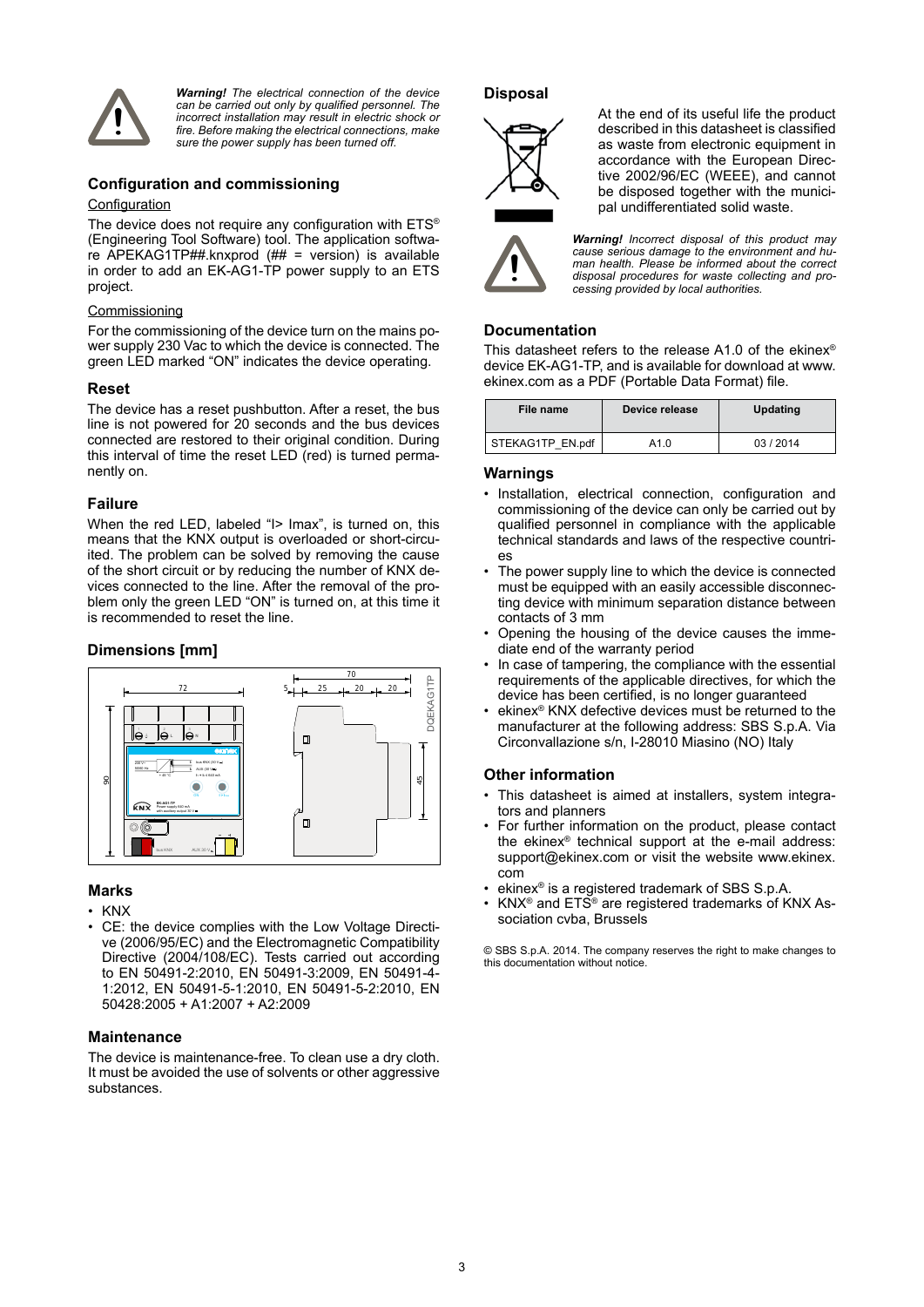***Warning!*** *The electrical connection of the device can be carried out only by qualified personnel. The incorrect installation may result in electric shock or fire. Before making the electrical connections, make sure the power supply has been turned off.*

## Configuration and commissioning

Configuration

The device does not require any configuration with ETS® (Engineering Tool Software) tool. The application software APEKAG1TP##.knxprod (## = version) is available in order to add an EK-AG1-TP power supply to an ETS project.

Commissioning

For the commissioning of the device turn on the mains power supply 230 Vac to which the device is connected. The green LED marked "ON" indicates the device operating.

## Reset

The device has a reset pushbutton. After a reset, the bus line is not powered for 20 seconds and the bus devices connected are restored to their original condition. During this interval of time the reset LED (red) is turned permanently on.

## Failure

When the red LED, labeled "I> Imax", is turned on, this means that the KNX output is overloaded or short-circuited. The problem can be solved by removing the cause of the short circuit or by reducing the number of KNX devices connected to the line. After the removal of the problem only the green LED "ON" is turned on, at this time it is recommended to reset the line.

## Dimensions [mm]

72
90
70
5
25
20
20
45
DQEKAG1TP

## Marks

- KNX
- CE: the device complies with the Low Voltage Directive (2006/95/EC) and the Electromagnetic Compatibility Directive (2004/108/EC). Tests carried out according to EN 50491-2:2010, EN 50491-3:2009, EN 50491-4-1:2012, EN 50491-5-1:2010, EN 50491-5-2:2010, EN 50428:2005 + A1:2007 + A2:2009

## Maintenance

The device is maintenance-free. To clean use a dry cloth. It must be avoided the use of solvents or other aggressive substances.

## Disposal

At the end of its useful life the product described in this datasheet is classified as waste from electronic equipment in accordance with the European Directive 2002/96/EC (WEEE), and cannot be disposed together with the municipal undifferentiated solid waste.

***Warning!*** *Incorrect disposal of this product may cause serious damage to the environment and human health. Please be informed about the correct disposal procedures for waste collecting and processing provided by local authorities.*

## Documentation

This datasheet refers to the release A1.0 of the ekinex® device EK-AG1-TP, and is available for download at www.ekinex.com as a PDF (Portable Data Format) file.

| File name | Device release | Updating |
|---|---|---|
| STEKAG1TP_EN.pdf | A1.0 | 03 / 2014 |

## Warnings

- Installation, electrical connection, configuration and commissioning of the device can only be carried out by qualified personnel in compliance with the applicable technical standards and laws of the respective countries
- The power supply line to which the device is connected must be equipped with an easily accessible disconnecting device with minimum separation distance between contacts of 3 mm
- Opening the housing of the device causes the immediate end of the warranty period
- In case of tampering, the compliance with the essential requirements of the applicable directives, for which the device has been certified, is no longer guaranteed
- ekinex® KNX defective devices must be returned to the manufacturer at the following address: SBS S.p.A. Via Circonvallazione s/n, I-28010 Miasino (NO) Italy

## Other information

- This datasheet is aimed at installers, system integrators and planners
- For further information on the product, please contact the ekinex® technical support at the e-mail address: support@ekinex.com or visit the website www.ekinex.com
- ekinex® is a registered trademark of SBS S.p.A.
- KNX® and ETS® are registered trademarks of KNX Association cvba, Brussels

© SBS S.p.A. 2014. The company reserves the right to make changes to this documentation without notice.